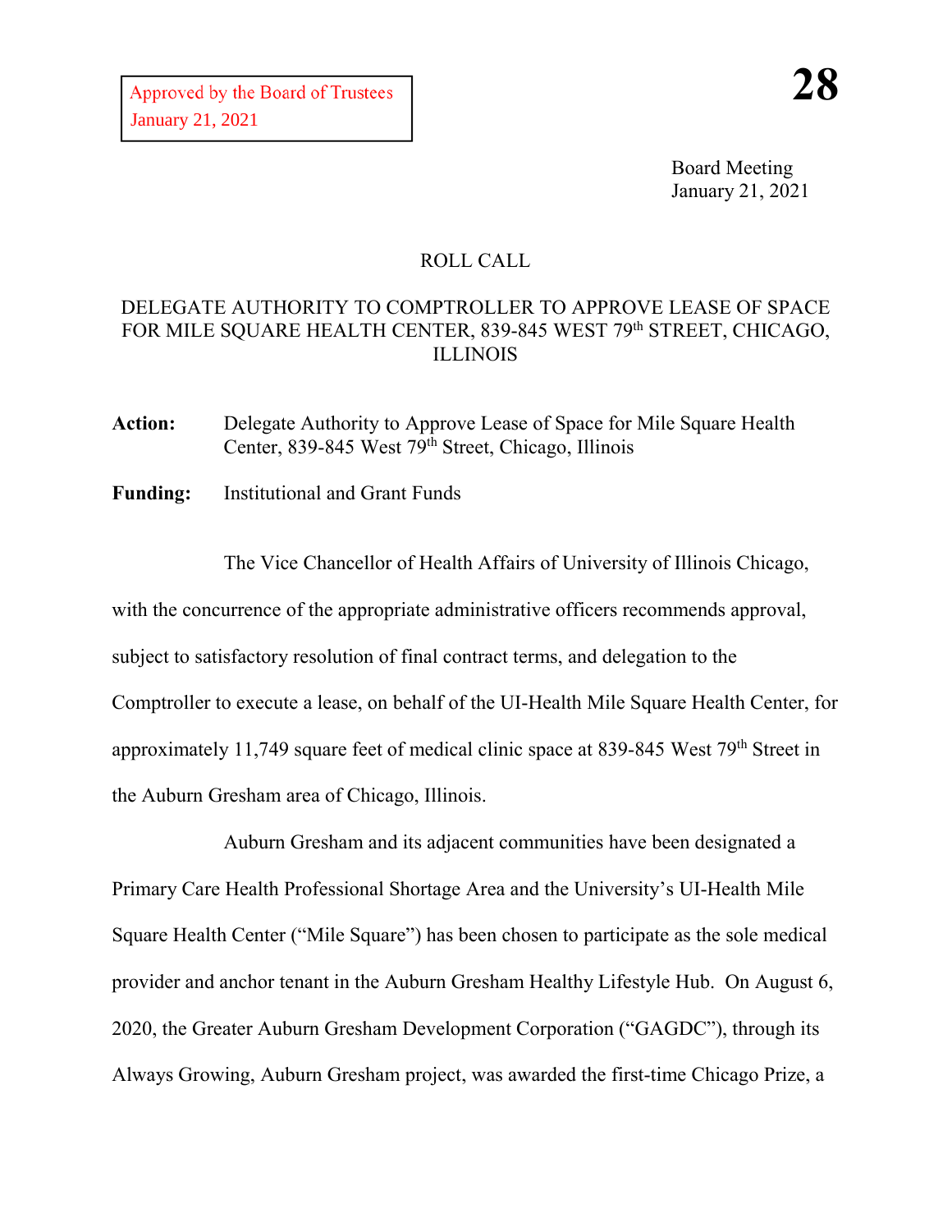Approved by the Board of Trustees
January 21, 2021

**28**

Board Meeting
January 21, 2021

ROLL CALL

DELEGATE AUTHORITY TO COMPTROLLER TO APPROVE LEASE OF SPACE FOR MILE SQUARE HEALTH CENTER, 839-845 WEST 79th STREET, CHICAGO, ILLINOIS

**Action:** Delegate Authority to Approve Lease of Space for Mile Square Health Center, 839-845 West 79th Street, Chicago, Illinois

**Funding:** Institutional and Grant Funds

The Vice Chancellor of Health Affairs of University of Illinois Chicago, with the concurrence of the appropriate administrative officers recommends approval, subject to satisfactory resolution of final contract terms, and delegation to the Comptroller to execute a lease, on behalf of the UI-Health Mile Square Health Center, for approximately 11,749 square feet of medical clinic space at 839-845 West 79th Street in the Auburn Gresham area of Chicago, Illinois.

Auburn Gresham and its adjacent communities have been designated a Primary Care Health Professional Shortage Area and the University's UI-Health Mile Square Health Center ("Mile Square") has been chosen to participate as the sole medical provider and anchor tenant in the Auburn Gresham Healthy Lifestyle Hub. On August 6, 2020, the Greater Auburn Gresham Development Corporation ("GAGDC"), through its Always Growing, Auburn Gresham project, was awarded the first-time Chicago Prize, a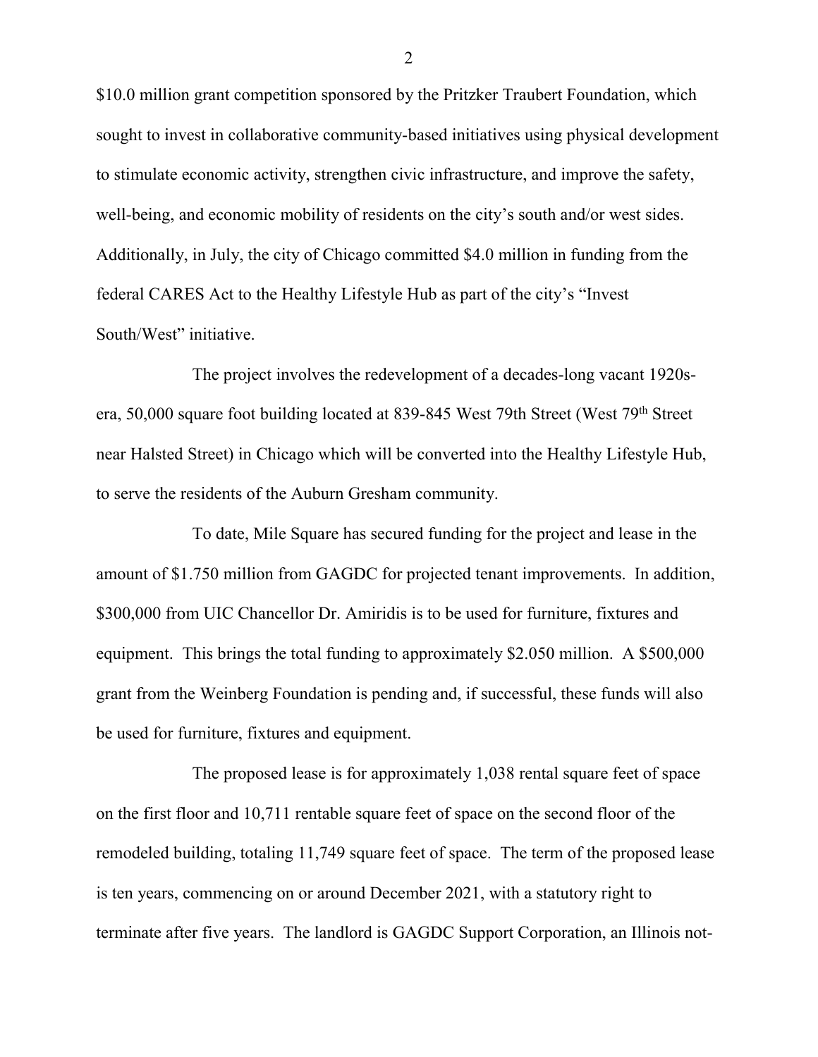$10.0 million grant competition sponsored by the Pritzker Traubert Foundation, which sought to invest in collaborative community-based initiatives using physical development to stimulate economic activity, strengthen civic infrastructure, and improve the safety, well-being, and economic mobility of residents on the city's south and/or west sides. Additionally, in July, the city of Chicago committed $4.0 million in funding from the federal CARES Act to the Healthy Lifestyle Hub as part of the city's "Invest South/West" initiative.

The project involves the redevelopment of a decades-long vacant 1920s-era, 50,000 square foot building located at 839-845 West 79th Street (West 79th Street near Halsted Street) in Chicago which will be converted into the Healthy Lifestyle Hub, to serve the residents of the Auburn Gresham community.

To date, Mile Square has secured funding for the project and lease in the amount of $1.750 million from GAGDC for projected tenant improvements. In addition, $300,000 from UIC Chancellor Dr. Amiridis is to be used for furniture, fixtures and equipment. This brings the total funding to approximately $2.050 million. A $500,000 grant from the Weinberg Foundation is pending and, if successful, these funds will also be used for furniture, fixtures and equipment.

The proposed lease is for approximately 1,038 rental square feet of space on the first floor and 10,711 rentable square feet of space on the second floor of the remodeled building, totaling 11,749 square feet of space. The term of the proposed lease is ten years, commencing on or around December 2021, with a statutory right to terminate after five years. The landlord is GAGDC Support Corporation, an Illinois not-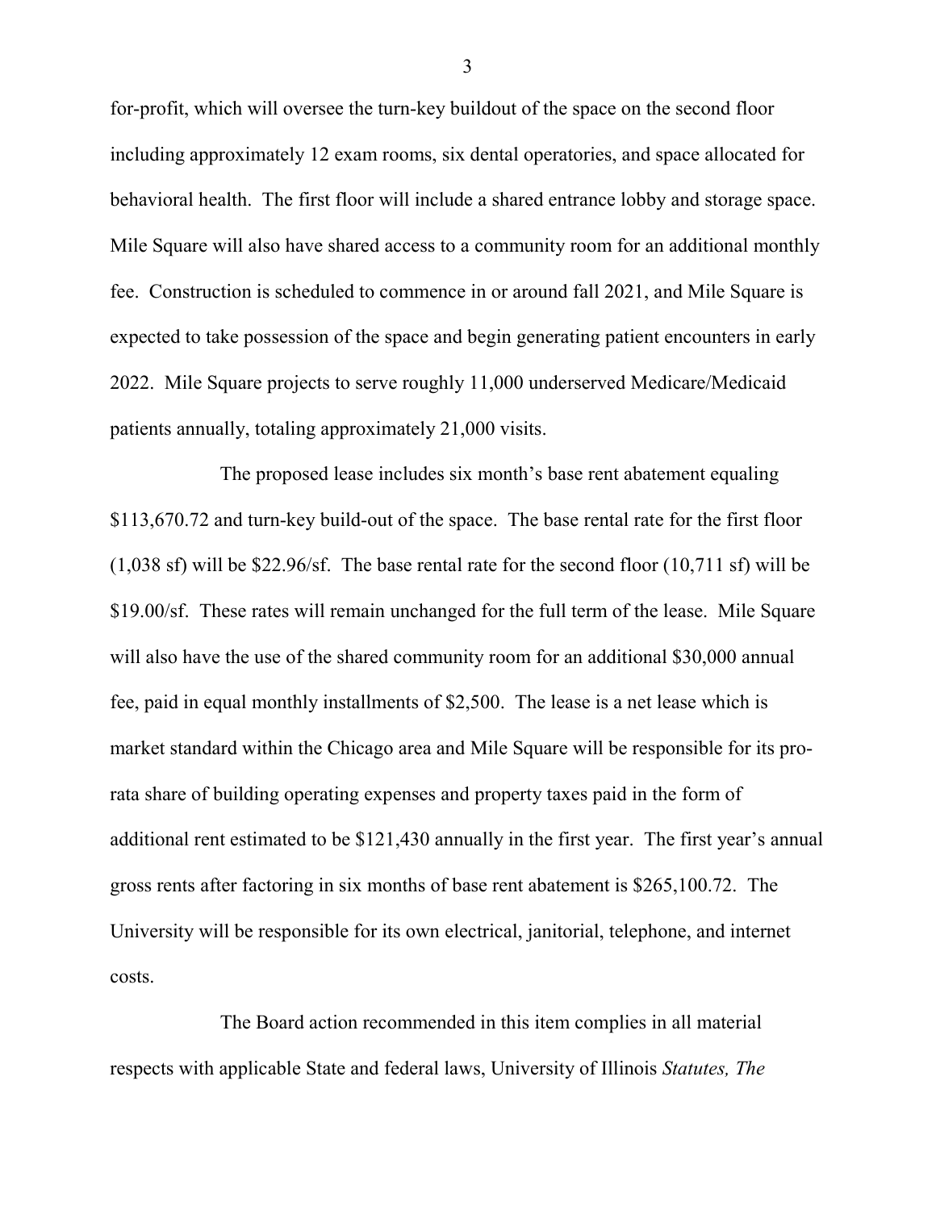for-profit, which will oversee the turn-key buildout of the space on the second floor including approximately 12 exam rooms, six dental operatories, and space allocated for behavioral health. The first floor will include a shared entrance lobby and storage space. Mile Square will also have shared access to a community room for an additional monthly fee. Construction is scheduled to commence in or around fall 2021, and Mile Square is expected to take possession of the space and begin generating patient encounters in early 2022. Mile Square projects to serve roughly 11,000 underserved Medicare/Medicaid patients annually, totaling approximately 21,000 visits.

The proposed lease includes six month's base rent abatement equaling \$113,670.72 and turn-key build-out of the space. The base rental rate for the first floor (1,038 sf) will be \$22.96/sf. The base rental rate for the second floor (10,711 sf) will be \$19.00/sf. These rates will remain unchanged for the full term of the lease. Mile Square will also have the use of the shared community room for an additional \$30,000 annual fee, paid in equal monthly installments of \$2,500. The lease is a net lease which is market standard within the Chicago area and Mile Square will be responsible for its pro-rata share of building operating expenses and property taxes paid in the form of additional rent estimated to be \$121,430 annually in the first year. The first year's annual gross rents after factoring in six months of base rent abatement is \$265,100.72. The University will be responsible for its own electrical, janitorial, telephone, and internet costs.

The Board action recommended in this item complies in all material respects with applicable State and federal laws, University of Illinois *Statutes, The*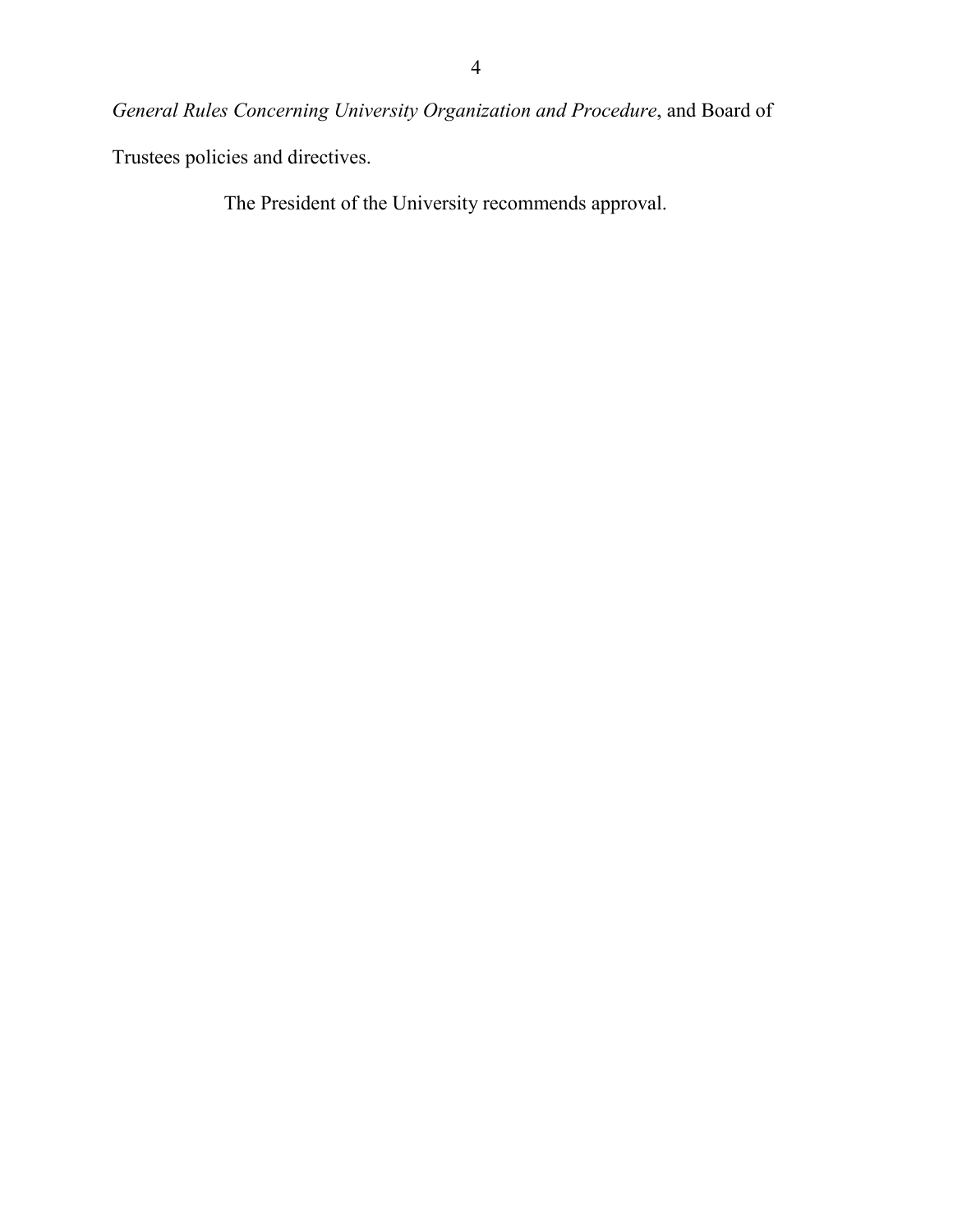*General Rules Concerning University Organization and Procedure*, and Board of Trustees policies and directives.

The President of the University recommends approval.